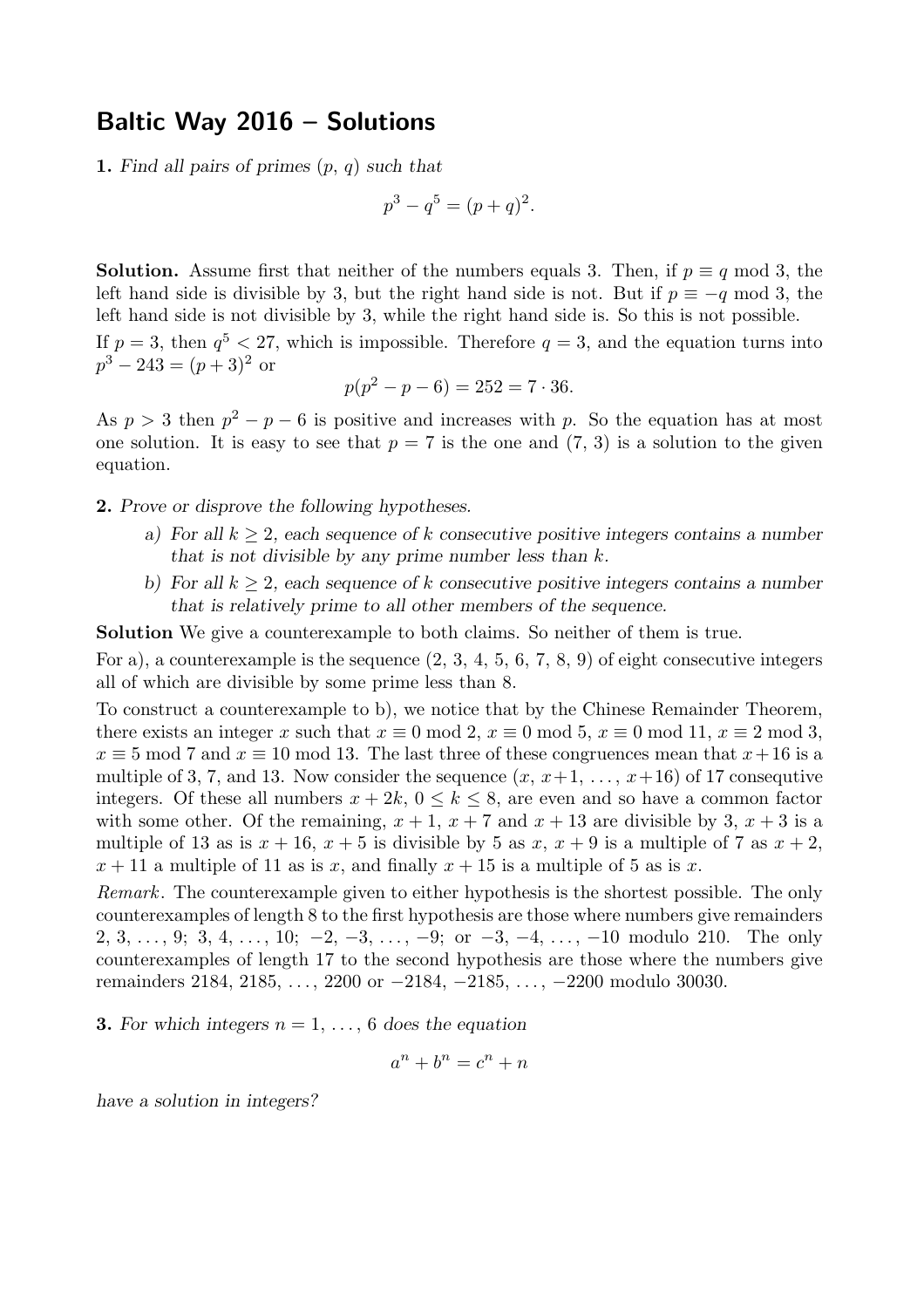# Baltic Way 2016 – Solutions

**1.** *Find all pairs of primes $(p, q)$ such that*

$$p^3 - q^5 = (p + q)^2.$$

**Solution.** Assume first that neither of the numbers equals 3. Then, if $p \equiv q \bmod 3$, the left hand side is divisible by 3, but the right hand side is not. But if $p \equiv -q \bmod 3$, the left hand side is not divisible by 3, while the right hand side is. So this is not possible.

If $p = 3$, then $q^5 < 27$, which is impossible. Therefore $q = 3$, and the equation turns into $p^3 - 243 = (p + 3)^2$ or

$$p(p^2 - p - 6) = 252 = 7 \cdot 36.$$

As $p > 3$ then $p^2 - p - 6$ is positive and increases with $p$. So the equation has at most one solution. It is easy to see that $p = 7$ is the one and $(7, 3)$ is a solution to the given equation.

**2.** *Prove or disprove the following hypotheses.*

- a) *For all $k \geq 2$, each sequence of $k$ consecutive positive integers contains a number that is not divisible by any prime number less than $k$.*
- b) *For all $k \geq 2$, each sequence of $k$ consecutive positive integers contains a number that is relatively prime to all other members of the sequence.*

**Solution** We give a counterexample to both claims. So neither of them is true.

For a), a counterexample is the sequence $(2, 3, 4, 5, 6, 7, 8, 9)$ of eight consecutive integers all of which are divisible by some prime less than 8.

To construct a counterexample to b), we notice that by the Chinese Remainder Theorem, there exists an integer $x$ such that $x \equiv 0 \bmod 2$, $x \equiv 0 \bmod 5$, $x \equiv 0 \bmod 11$, $x \equiv 2 \bmod 3$, $x \equiv 5 \bmod 7$ and $x \equiv 10 \bmod 13$. The last three of these congruences mean that $x+16$ is a multiple of 3, 7, and 13. Now consider the sequence $(x, x+1, \ldots, x+16)$ of 17 consequtive integers. Of these all numbers $x + 2k$, $0 \leq k \leq 8$, are even and so have a common factor with some other. Of the remaining, $x + 1$, $x + 7$ and $x + 13$ are divisible by 3, $x + 3$ is a multiple of 13 as is $x + 16$, $x + 5$ is divisible by 5 as $x$, $x + 9$ is a multiple of 7 as $x + 2$, $x + 11$ a multiple of 11 as is $x$, and finally $x + 15$ is a multiple of 5 as is $x$.

*Remark*. The counterexample given to either hypothesis is the shortest possible. The only counterexamples of length 8 to the first hypothesis are those where numbers give remainders $2, 3, \ldots, 9$; $3, 4, \ldots, 10$; $-2, -3, \ldots, -9$; or $-3, -4, \ldots, -10$ modulo 210. The only counterexamples of length 17 to the second hypothesis are those where the numbers give remainders $2184, 2185, \ldots, 2200$ or $-2184, -2185, \ldots, -2200$ modulo 30030.

**3.** *For which integers $n = 1, \ldots, 6$ does the equation*

$$a^n + b^n = c^n + n$$

*have a solution in integers?*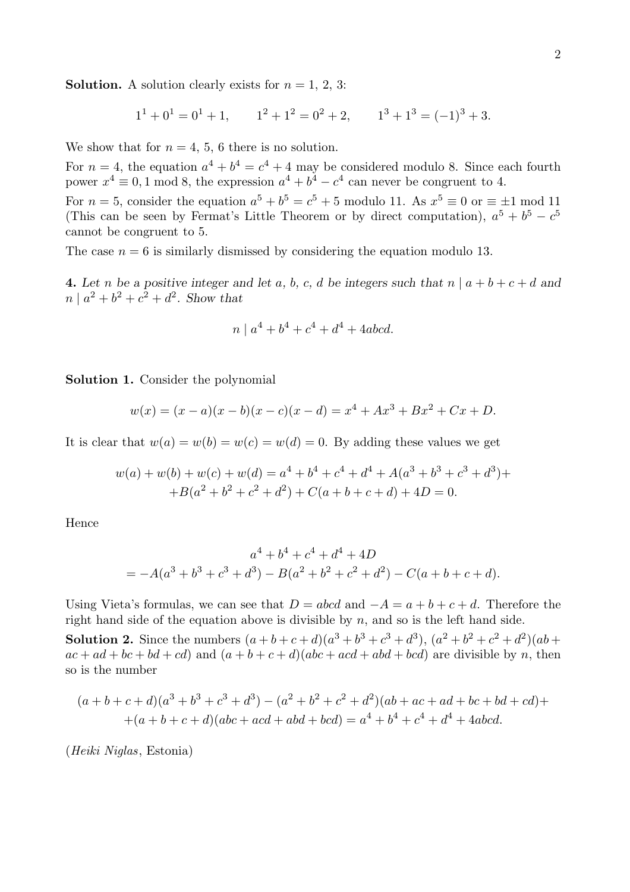**Solution.** A solution clearly exists for $n = 1, 2, 3$:

$$1^1 + 0^1 = 0^1 + 1, \qquad 1^2 + 1^2 = 0^2 + 2, \qquad 1^3 + 1^3 = (-1)^3 + 3.$$

We show that for $n = 4, 5, 6$ there is no solution.

For $n = 4$, the equation $a^4 + b^4 = c^4 + 4$ may be considered modulo 8. Since each fourth power $x^4 \equiv 0, 1 \bmod 8$, the expression $a^4 + b^4 - c^4$ can never be congruent to 4.

For $n = 5$, consider the equation $a^5 + b^5 = c^5 + 5$ modulo 11. As $x^5 \equiv 0$ or $\equiv \pm 1 \bmod 11$ (This can be seen by Fermat's Little Theorem or by direct computation), $a^5 + b^5 - c^5$ cannot be congruent to 5.

The case $n = 6$ is similarly dismissed by considering the equation modulo 13.

**4.** *Let $n$ be a positive integer and let $a$, $b$, $c$, $d$ be integers such that $n \mid a + b + c + d$ and $n \mid a^2 + b^2 + c^2 + d^2$. Show that*

$$n \mid a^4 + b^4 + c^4 + d^4 + 4abcd.$$

**Solution 1.** Consider the polynomial

$$w(x) = (x - a)(x - b)(x - c)(x - d) = x^4 + Ax^3 + Bx^2 + Cx + D.$$

It is clear that $w(a) = w(b) = w(c) = w(d) = 0$. By adding these values we get

$$w(a) + w(b) + w(c) + w(d) = a^4 + b^4 + c^4 + d^4 + A(a^3 + b^3 + c^3 + d^3) + \\ + B(a^2 + b^2 + c^2 + d^2) + C(a + b + c + d) + 4D = 0.$$

Hence

$$a^4 + b^4 + c^4 + d^4 + 4D \\ = -A(a^3 + b^3 + c^3 + d^3) - B(a^2 + b^2 + c^2 + d^2) - C(a + b + c + d).$$

Using Vieta's formulas, we can see that $D = abcd$ and $-A = a + b + c + d$. Therefore the right hand side of the equation above is divisible by $n$, and so is the left hand side.

**Solution 2.** Since the numbers $(a + b + c + d)(a^3 + b^3 + c^3 + d^3)$, $(a^2 + b^2 + c^2 + d^2)(ab + ac + ad + bc + bd + cd)$ and $(a + b + c + d)(abc + acd + abd + bcd)$ are divisible by $n$, then so is the number

$$(a + b + c + d)(a^3 + b^3 + c^3 + d^3) - (a^2 + b^2 + c^2 + d^2)(ab + ac + ad + bc + bd + cd) + \\ + (a + b + c + d)(abc + acd + abd + bcd) = a^4 + b^4 + c^4 + d^4 + 4abcd.$$

(*Heiki Niglas*, Estonia)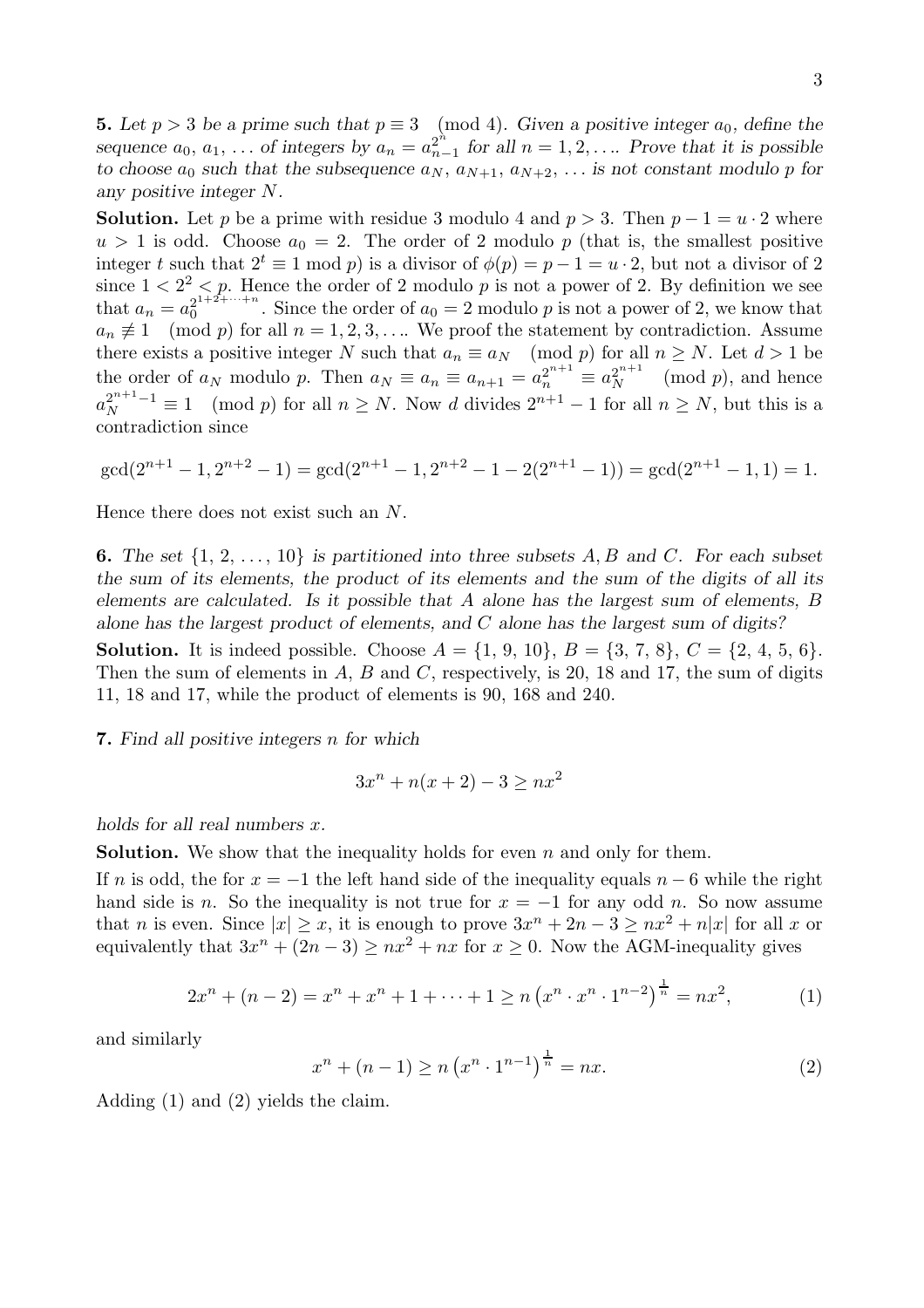**5.** *Let $p > 3$ be a prime such that $p \equiv 3 \pmod 4$. Given a positive integer $a_0$, define the sequence $a_0, a_1, \ldots$ of integers by $a_n = a_{n-1}^{2^n}$ for all $n = 1, 2, \ldots$. Prove that it is possible to choose $a_0$ such that the subsequence $a_N, a_{N+1}, a_{N+2}, \ldots$ is not constant modulo $p$ for any positive integer $N$.*

**Solution.** Let $p$ be a prime with residue 3 modulo 4 and $p > 3$. Then $p - 1 = u \cdot 2$ where $u > 1$ is odd. Choose $a_0 = 2$. The order of 2 modulo $p$ (that is, the smallest positive integer $t$ such that $2^t \equiv 1 \bmod p$) is a divisor of $\phi(p) = p - 1 = u \cdot 2$, but not a divisor of 2 since $1 < 2^2 < p$. Hence the order of 2 modulo $p$ is not a power of 2. By definition we see that $a_n = a_0^{2^{1+2+\cdots+n}}$. Since the order of $a_0 = 2$ modulo $p$ is not a power of 2, we know that $a_n \not\equiv 1 \pmod p$ for all $n = 1, 2, 3, \ldots$. We proof the statement by contradiction. Assume there exists a positive integer $N$ such that $a_n \equiv a_N \pmod p$ for all $n \geq N$. Let $d > 1$ be the order of $a_N$ modulo $p$. Then $a_N \equiv a_n \equiv a_{n+1} = a_n^{2^{n+1}} \equiv a_N^{2^{n+1}} \pmod p$, and hence $a_N^{2^{n+1}-1} \equiv 1 \pmod p$ for all $n \geq N$. Now $d$ divides $2^{n+1} - 1$ for all $n \geq N$, but this is a contradiction since

$$\gcd(2^{n+1} - 1, 2^{n+2} - 1) = \gcd(2^{n+1} - 1, 2^{n+2} - 1 - 2(2^{n+1} - 1)) = \gcd(2^{n+1} - 1, 1) = 1.$$

Hence there does not exist such an $N$.

**6.** *The set $\{1, 2, \ldots, 10\}$ is partitioned into three subsets $A, B$ and $C$. For each subset the sum of its elements, the product of its elements and the sum of the digits of all its elements are calculated. Is it possible that $A$ alone has the largest sum of elements, $B$ alone has the largest product of elements, and $C$ alone has the largest sum of digits?*

**Solution.** It is indeed possible. Choose $A = \{1, 9, 10\}$, $B = \{3, 7, 8\}$, $C = \{2, 4, 5, 6\}$. Then the sum of elements in $A$, $B$ and $C$, respectively, is 20, 18 and 17, the sum of digits 11, 18 and 17, while the product of elements is 90, 168 and 240.

**7.** *Find all positive integers $n$ for which*

$$3x^n + n(x + 2) - 3 \geq nx^2$$

*holds for all real numbers $x$.*

**Solution.** We show that the inequality holds for even $n$ and only for them.

If $n$ is odd, the for $x = -1$ the left hand side of the inequality equals $n - 6$ while the right hand side is $n$. So the inequality is not true for $x = -1$ for any odd $n$. So now assume that $n$ is even. Since $|x| \geq x$, it is enough to prove $3x^n + 2n - 3 \geq nx^2 + n|x|$ for all $x$ or equivalently that $3x^n + (2n - 3) \geq nx^2 + nx$ for $x \geq 0$. Now the AGM-inequality gives

$$2x^n + (n - 2) = x^n + x^n + 1 + \cdots + 1 \geq n\left(x^n \cdot x^n \cdot 1^{n-2}\right)^{\frac{1}{n}} = nx^2, \tag{1}$$

and similarly

$$x^n + (n - 1) \geq n\left(x^n \cdot 1^{n-1}\right)^{\frac{1}{n}} = nx. \tag{2}$$

Adding (1) and (2) yields the claim.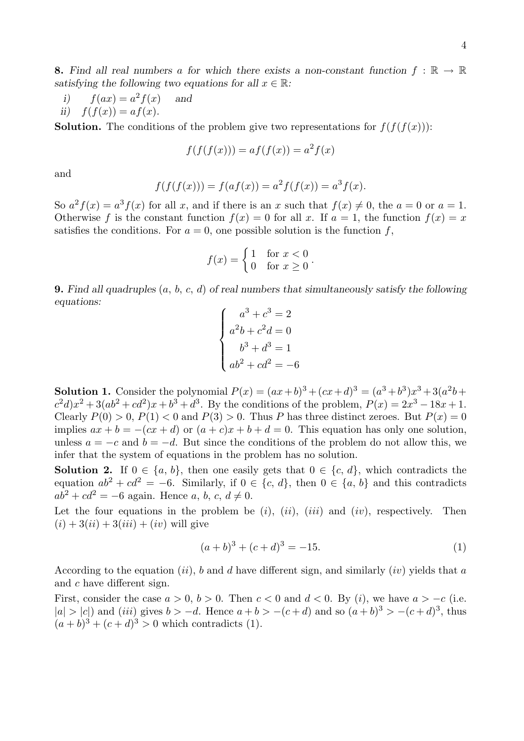**8.** *Find all real numbers $a$ for which there exists a non-constant function $f : \mathbb{R} \to \mathbb{R}$ satisfying the following two equations for all $x \in \mathbb{R}$:*

*i)* $\quad f(ax) = a^2 f(x)$ $\quad$ *and*

*ii)* $\quad f(f(x)) = af(x)$.

**Solution.** The conditions of the problem give two representations for $f(f(f(x)))$:

$$f(f(f(x))) = af(f(x)) = a^2 f(x)$$

and

$$f(f(f(x))) = f(af(x)) = a^2 f(f(x)) = a^3 f(x).$$

So $a^2 f(x) = a^3 f(x)$ for all $x$, and if there is an $x$ such that $f(x) \neq 0$, the $a = 0$ or $a = 1$. Otherwise $f$ is the constant function $f(x) = 0$ for all $x$. If $a = 1$, the function $f(x) = x$ satisfies the conditions. For $a = 0$, one possible solution is the function $f$,

$$f(x) = \begin{cases} 1 & \text{for } x < 0 \\ 0 & \text{for } x \geq 0 \end{cases}.$$

**9.** *Find all quadruples $(a, b, c, d)$ of real numbers that simultaneously satisfy the following equations:*

$$\begin{cases} a^3 + c^3 = 2 \\ a^2 b + c^2 d = 0 \\ b^3 + d^3 = 1 \\ ab^2 + cd^2 = -6 \end{cases}$$

**Solution 1.** Consider the polynomial $P(x) = (ax+b)^3 + (cx+d)^3 = (a^3+b^3)x^3 + 3(a^2b + c^2d)x^2 + 3(ab^2 + cd^2)x + b^3 + d^3$. By the conditions of the problem, $P(x) = 2x^3 - 18x + 1$. Clearly $P(0) > 0$, $P(1) < 0$ and $P(3) > 0$. Thus $P$ has three distinct zeroes. But $P(x) = 0$ implies $ax + b = -(cx + d)$ or $(a + c)x + b + d = 0$. This equation has only one solution, unless $a = -c$ and $b = -d$. But since the conditions of the problem do not allow this, we infer that the system of equations in the problem has no solution.

**Solution 2.** If $0 \in \{a, b\}$, then one easily gets that $0 \in \{c, d\}$, which contradicts the equation $ab^2 + cd^2 = -6$. Similarly, if $0 \in \{c, d\}$, then $0 \in \{a, b\}$ and this contradicts $ab^2 + cd^2 = -6$ again. Hence $a, b, c, d \neq 0$.

Let the four equations in the problem be $(i)$, $(ii)$, $(iii)$ and $(iv)$, respectively. Then $(i) + 3(ii) + 3(iii) + (iv)$ will give

$$(a + b)^3 + (c + d)^3 = -15. \tag{1}$$

According to the equation $(ii)$, $b$ and $d$ have different sign, and similarly $(iv)$ yields that $a$ and $c$ have different sign.

First, consider the case $a > 0$, $b > 0$. Then $c < 0$ and $d < 0$. By $(i)$, we have $a > -c$ (i.e. $|a| > |c|$) and $(iii)$ gives $b > -d$. Hence $a + b > -(c + d)$ and so $(a + b)^3 > -(c + d)^3$, thus $(a + b)^3 + (c + d)^3 > 0$ which contradicts (1).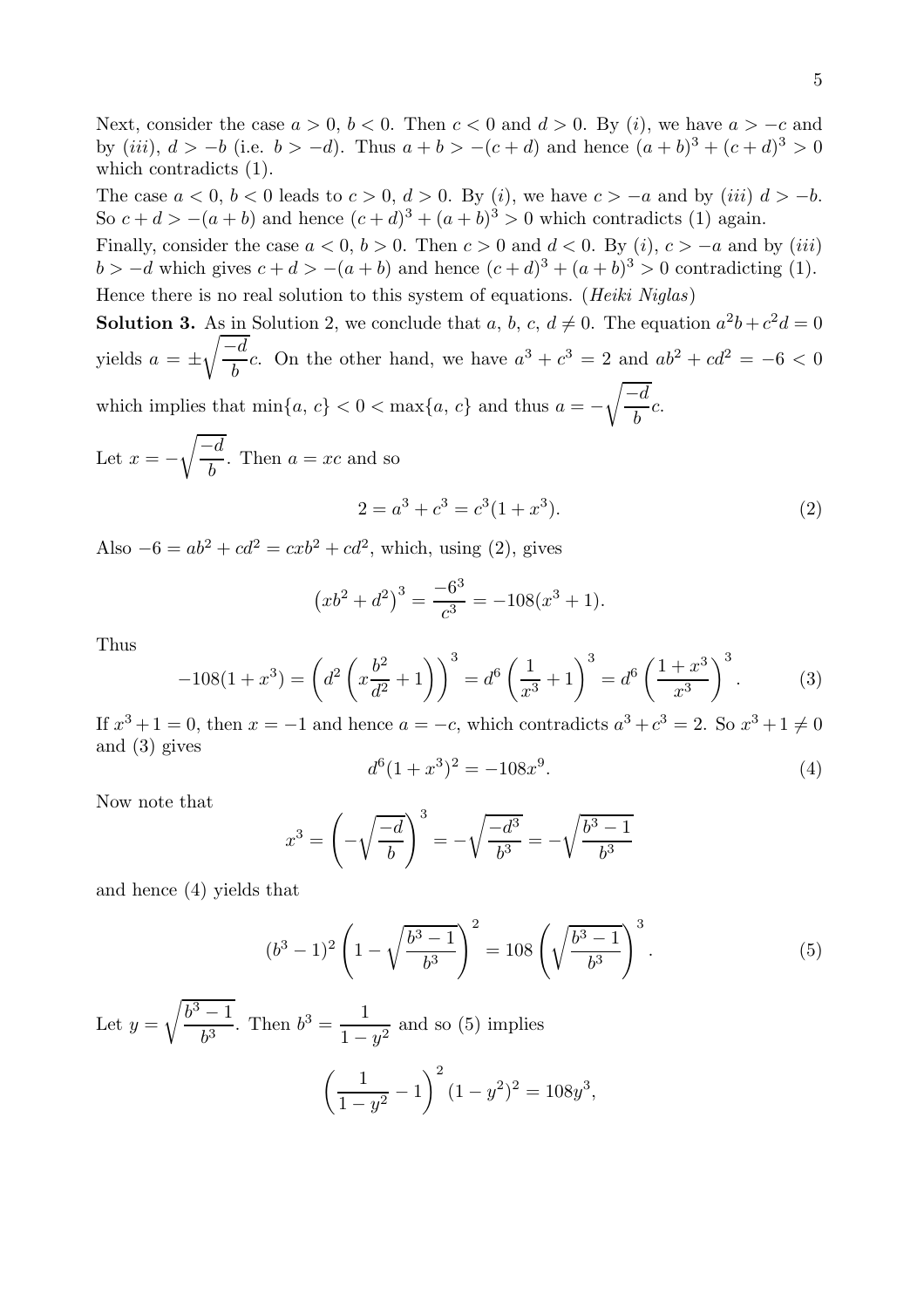Next, consider the case $a > 0$, $b < 0$. Then $c < 0$ and $d > 0$. By $(i)$, we have $a > -c$ and by $(iii)$, $d > -b$ (i.e. $b > -d$). Thus $a + b > -(c + d)$ and hence $(a + b)^3 + (c + d)^3 > 0$ which contradicts (1).

The case $a < 0$, $b < 0$ leads to $c > 0$, $d > 0$. By $(i)$, we have $c > -a$ and by $(iii)$ $d > -b$. So $c + d > -(a + b)$ and hence $(c + d)^3 + (a + b)^3 > 0$ which contradicts (1) again.

Finally, consider the case $a < 0$, $b > 0$. Then $c > 0$ and $d < 0$. By $(i)$, $c > -a$ and by $(iii)$ $b > -d$ which gives $c + d > -(a + b)$ and hence $(c + d)^3 + (a + b)^3 > 0$ contradicting (1).

Hence there is no real solution to this system of equations. (*Heiki Niglas*)

**Solution 3.** As in Solution 2, we conclude that $a$, $b$, $c$, $d \neq 0$. The equation $a^2b + c^2d = 0$ yields $a = \pm\sqrt{\frac{-d}{b}}c$. On the other hand, we have $a^3 + c^3 = 2$ and $ab^2 + cd^2 = -6 < 0$ which implies that $\min\{a, c\} < 0 < \max\{a, c\}$ and thus $a = -\sqrt{\frac{-d}{b}}c$.

Let $x = -\sqrt{\frac{-d}{b}}$. Then $a = xc$ and so

$$2 = a^3 + c^3 = c^3(1 + x^3). \tag{2}$$

Also $-6 = ab^2 + cd^2 = cxb^2 + cd^2$, which, using (2), gives

$$\left(xb^2 + d^2\right)^3 = \frac{-6^3}{c^3} = -108(x^3 + 1).$$

Thus

$$-108(1 + x^3) = \left(d^2\left(x\frac{b^2}{d^2} + 1\right)\right)^3 = d^6\left(\frac{1}{x^3} + 1\right)^3 = d^6\left(\frac{1 + x^3}{x^3}\right)^3. \tag{3}$$

If $x^3 + 1 = 0$, then $x = -1$ and hence $a = -c$, which contradicts $a^3 + c^3 = 2$. So $x^3 + 1 \neq 0$ and (3) gives

$$d^6(1 + x^3)^2 = -108x^9. \tag{4}$$

Now note that

$$x^3 = \left(-\sqrt{\frac{-d}{b}}\right)^3 = -\sqrt{\frac{-d^3}{b^3}} = -\sqrt{\frac{b^3 - 1}{b^3}}$$

and hence (4) yields that

$$(b^3 - 1)^2\left(1 - \sqrt{\frac{b^3 - 1}{b^3}}\right)^2 = 108\left(\sqrt{\frac{b^3 - 1}{b^3}}\right)^3. \tag{5}$$

Let $y = \sqrt{\frac{b^3 - 1}{b^3}}$. Then $b^3 = \frac{1}{1 - y^2}$ and so (5) implies

$$\left(\frac{1}{1 - y^2} - 1\right)^2 (1 - y^2)^2 = 108y^3,$$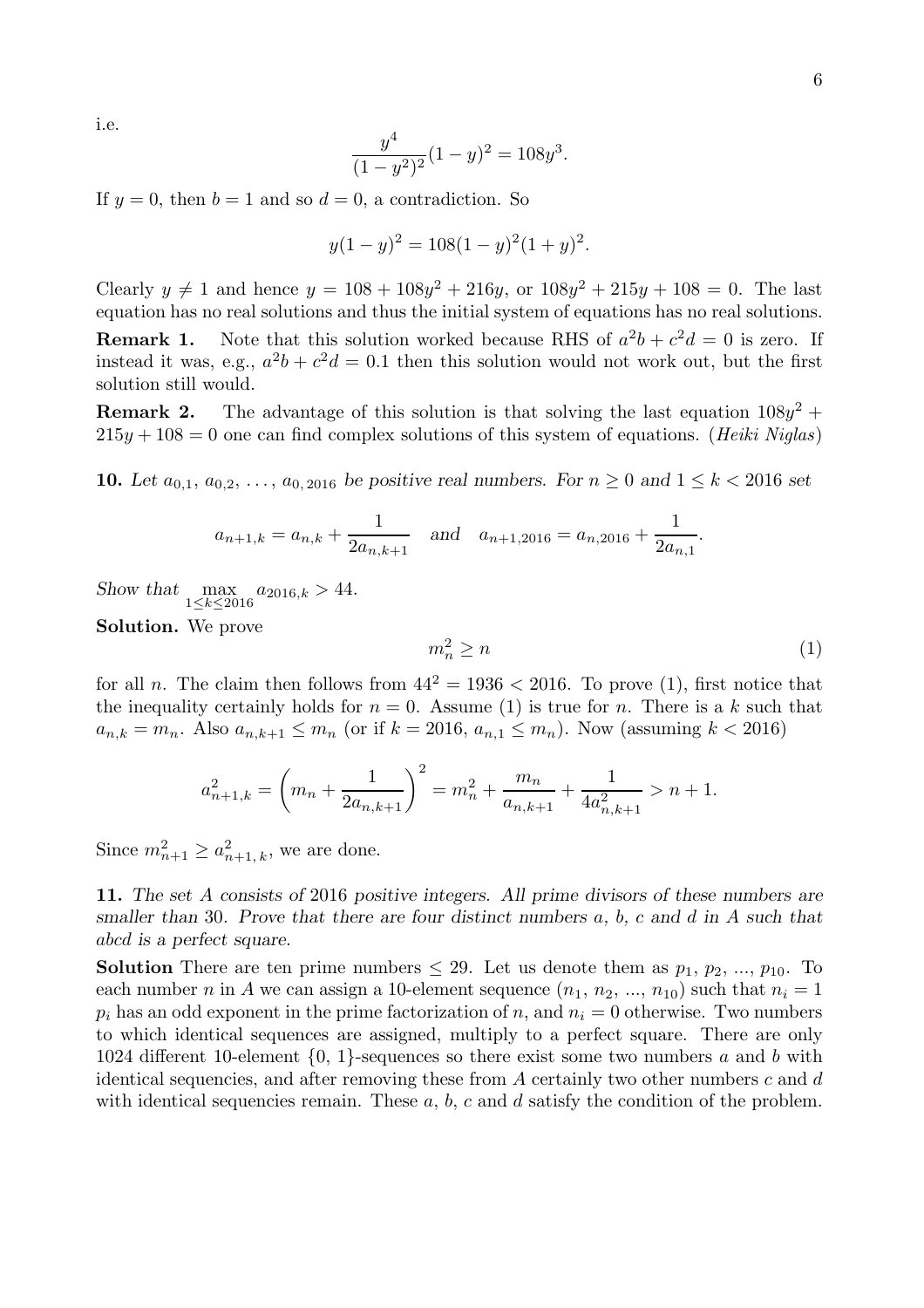i.e.

$$\frac{y^4}{(1-y^2)^2}(1-y)^2 = 108y^3.$$

If $y = 0$, then $b = 1$ and so $d = 0$, a contradiction. So

$$y(1-y)^2 = 108(1-y)^2(1+y)^2.$$

Clearly $y \neq 1$ and hence $y = 108 + 108y^2 + 216y$, or $108y^2 + 215y + 108 = 0$. The last equation has no real solutions and thus the initial system of equations has no real solutions.

**Remark 1.** Note that this solution worked because RHS of $a^2b + c^2d = 0$ is zero. If instead it was, e.g., $a^2b + c^2d = 0.1$ then this solution would not work out, but the first solution still would.

**Remark 2.** The advantage of this solution is that solving the last equation $108y^2 + 215y + 108 = 0$ one can find complex solutions of this system of equations. (*Heiki Niglas*)

**10.** *Let $a_{0,1}, a_{0,2}, \ldots, a_{0,2016}$ be positive real numbers. For $n \geq 0$ and $1 \leq k < 2016$ set*

$$a_{n+1,k} = a_{n,k} + \frac{1}{2a_{n,k+1}} \quad \text{and} \quad a_{n+1,2016} = a_{n,2016} + \frac{1}{2a_{n,1}}.$$

*Show that* $\max\limits_{1 \leq k \leq 2016} a_{2016,k} > 44$.

**Solution.** We prove

$$m_n^2 \geq n \tag{1}$$

for all $n$. The claim then follows from $44^2 = 1936 < 2016$. To prove (1), first notice that the inequality certainly holds for $n = 0$. Assume (1) is true for $n$. There is a $k$ such that $a_{n,k} = m_n$. Also $a_{n,k+1} \leq m_n$ (or if $k = 2016$, $a_{n,1} \leq m_n$). Now (assuming $k < 2016$)

$$a_{n+1,k}^2 = \left(m_n + \frac{1}{2a_{n,k+1}}\right)^2 = m_n^2 + \frac{m_n}{a_{n,k+1}} + \frac{1}{4a_{n,k+1}^2} > n + 1.$$

Since $m_{n+1}^2 \geq a_{n+1,k}^2$, we are done.

**11.** *The set $A$ consists of 2016 positive integers. All prime divisors of these numbers are smaller than 30. Prove that there are four distinct numbers $a$, $b$, $c$ and $d$ in $A$ such that $abcd$ is a perfect square.*

**Solution** There are ten prime numbers $\leq 29$. Let us denote them as $p_1, p_2, ..., p_{10}$. To each number $n$ in $A$ we can assign a 10-element sequence $(n_1, n_2, ..., n_{10})$ such that $n_i = 1$ $p_i$ has an odd exponent in the prime factorization of $n$, and $n_i = 0$ otherwise. Two numbers to which identical sequences are assigned, multiply to a perfect square. There are only 1024 different 10-element $\{0, 1\}$-sequences so there exist some two numbers $a$ and $b$ with identical sequencies, and after removing these from $A$ certainly two other numbers $c$ and $d$ with identical sequencies remain. These $a$, $b$, $c$ and $d$ satisfy the condition of the problem.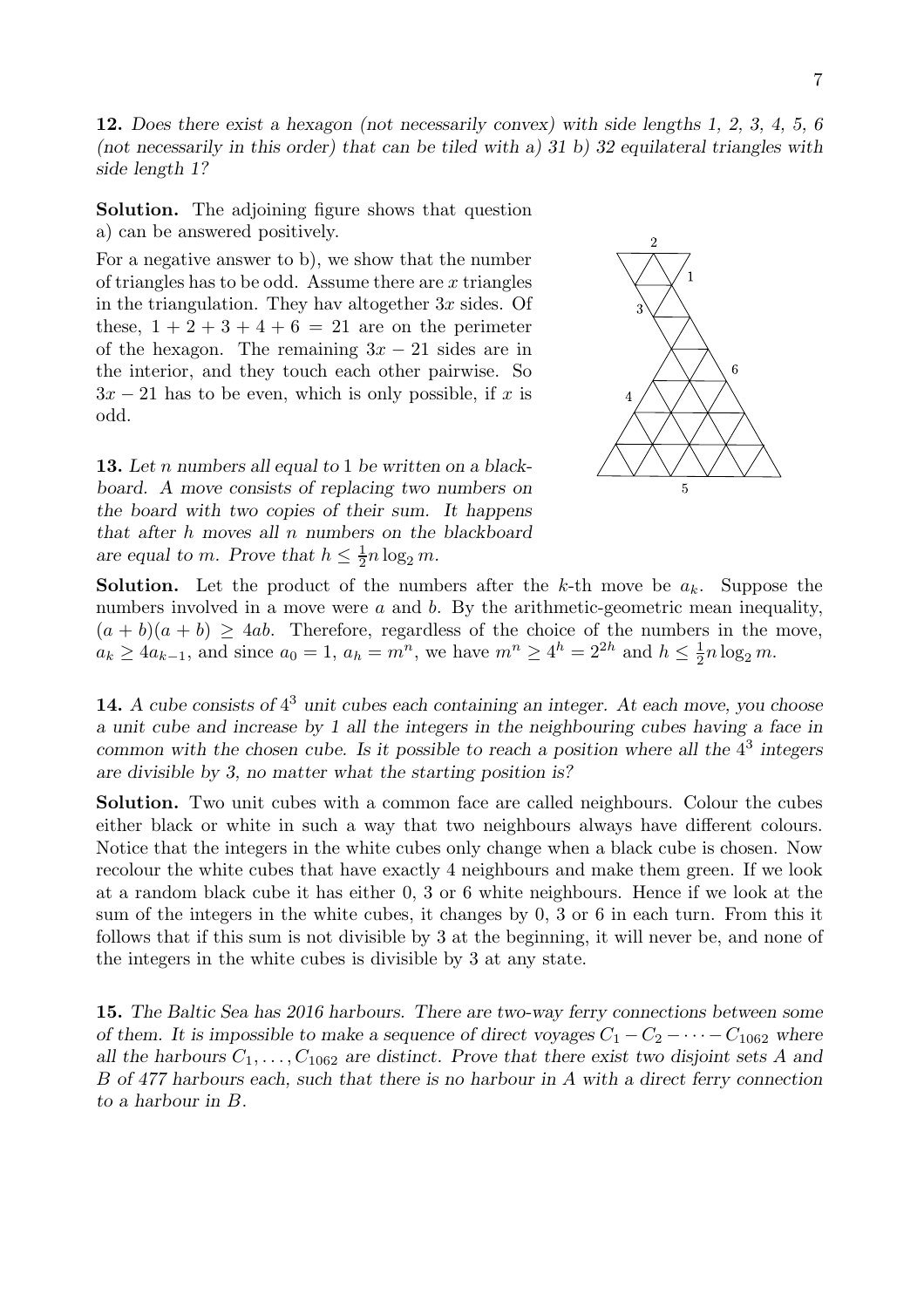**12.** *Does there exist a hexagon (not necessarily convex) with side lengths 1, 2, 3, 4, 5, 6 (not necessarily in this order) that can be tiled with a) 31 b) 32 equilateral triangles with side length 1?*

**Solution.** The adjoining figure shows that question a) can be answered positively.

For a negative answer to b), we show that the number of triangles has to be odd. Assume there are $x$ triangles in the triangulation. They hav altogether $3x$ sides. Of these, $1 + 2 + 3 + 4 + 6 = 21$ are on the perimeter of the hexagon. The remaining $3x - 21$ sides are in the interior, and they touch each other pairwise. So $3x - 21$ has to be even, which is only possible, if $x$ is odd.

**13.** *Let $n$ numbers all equal to 1 be written on a blackboard. A move consists of replacing two numbers on the board with two copies of their sum. It happens that after $h$ moves all $n$ numbers on the blackboard are equal to $m$. Prove that $h \le \frac{1}{2}n \log_2 m$.*

**Solution.** Let the product of the numbers after the $k$-th move be $a_k$. Suppose the numbers involved in a move were $a$ and $b$. By the arithmetic-geometric mean inequality, $(a + b)(a + b) \ge 4ab$. Therefore, regardless of the choice of the numbers in the move, $a_k \ge 4a_{k-1}$, and since $a_0 = 1$, $a_h = m^n$, we have $m^n \ge 4^h = 2^{2h}$ and $h \le \frac{1}{2}n \log_2 m$.

**14.** *A cube consists of $4^3$ unit cubes each containing an integer. At each move, you choose a unit cube and increase by 1 all the integers in the neighbouring cubes having a face in common with the chosen cube. Is it possible to reach a position where all the $4^3$ integers are divisible by 3, no matter what the starting position is?*

**Solution.** Two unit cubes with a common face are called neighbours. Colour the cubes either black or white in such a way that two neighbours always have different colours. Notice that the integers in the white cubes only change when a black cube is chosen. Now recolour the white cubes that have exactly 4 neighbours and make them green. If we look at a random black cube it has either 0, 3 or 6 white neighbours. Hence if we look at the sum of the integers in the white cubes, it changes by 0, 3 or 6 in each turn. From this it follows that if this sum is not divisible by 3 at the beginning, it will never be, and none of the integers in the white cubes is divisible by 3 at any state.

**15.** *The Baltic Sea has 2016 harbours. There are two-way ferry connections between some of them. It is impossible to make a sequence of direct voyages $C_1 - C_2 - \cdots - C_{1062}$ where all the harbours $C_1, \ldots, C_{1062}$ are distinct. Prove that there exist two disjoint sets $A$ and $B$ of 477 harbours each, such that there is no harbour in $A$ with a direct ferry connection to a harbour in $B$.*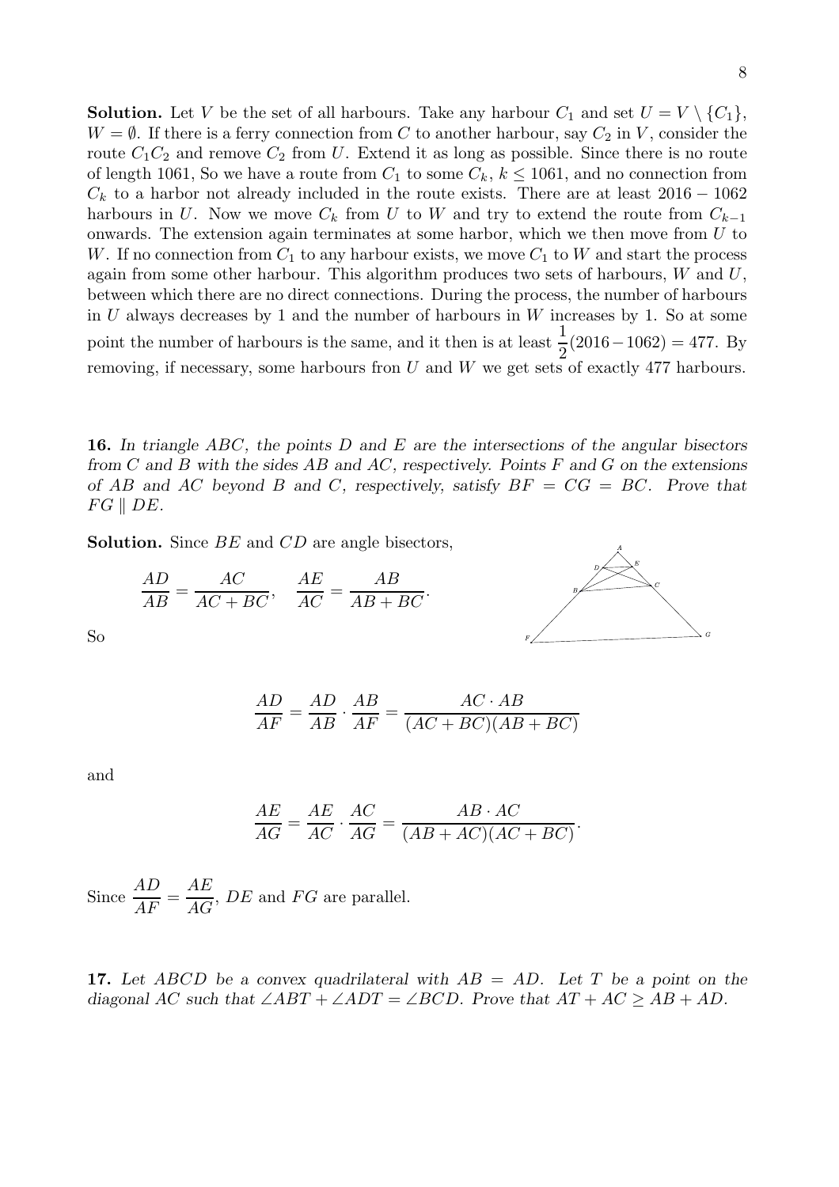**Solution.** Let $V$ be the set of all harbours. Take any harbour $C_1$ and set $U = V \setminus \{C_1\}$, $W = \emptyset$. If there is a ferry connection from $C$ to another harbour, say $C_2$ in $V$, consider the route $C_1C_2$ and remove $C_2$ from $U$. Extend it as long as possible. Since there is no route of length 1061, So we have a route from $C_1$ to some $C_k$, $k \le 1061$, and no connection from $C_k$ to a harbor not already included in the route exists. There are at least $2016 - 1062$ harbours in $U$. Now we move $C_k$ from $U$ to $W$ and try to extend the route from $C_{k-1}$ onwards. The extension again terminates at some harbor, which we then move from $U$ to $W$. If no connection from $C_1$ to any harbour exists, we move $C_1$ to $W$ and start the process again from some other harbour. This algorithm produces two sets of harbours, $W$ and $U$, between which there are no direct connections. During the process, the number of harbours in $U$ always decreases by 1 and the number of harbours in $W$ increases by 1. So at some point the number of harbours is the same, and it then is at least $\frac{1}{2}(2016-1062) = 477$. By removing, if necessary, some harbours fron $U$ and $W$ we get sets of exactly 477 harbours.

**16.** *In triangle $ABC$, the points $D$ and $E$ are the intersections of the angular bisectors from $C$ and $B$ with the sides $AB$ and $AC$, respectively. Points $F$ and $G$ on the extensions of $AB$ and $AC$ beyond $B$ and $C$, respectively, satisfy $BF = CG = BC$. Prove that $FG \parallel DE$.*

**Solution.** Since $BE$ and $CD$ are angle bisectors,

$$\frac{AD}{AB} = \frac{AC}{AC + BC}, \quad \frac{AE}{AC} = \frac{AB}{AB + BC}.$$

So

$$\frac{AD}{AF} = \frac{AD}{AB} \cdot \frac{AB}{AF} = \frac{AC \cdot AB}{(AC + BC)(AB + BC)}$$

and

$$\frac{AE}{AG} = \frac{AE}{AC} \cdot \frac{AC}{AG} = \frac{AB \cdot AC}{(AB + AC)(AC + BC)}.$$

Since $\dfrac{AD}{AF} = \dfrac{AE}{AG}$, $DE$ and $FG$ are parallel.

**17.** *Let $ABCD$ be a convex quadrilateral with $AB = AD$. Let $T$ be a point on the diagonal $AC$ such that $\angle ABT + \angle ADT = \angle BCD$. Prove that $AT + AC \ge AB + AD$.*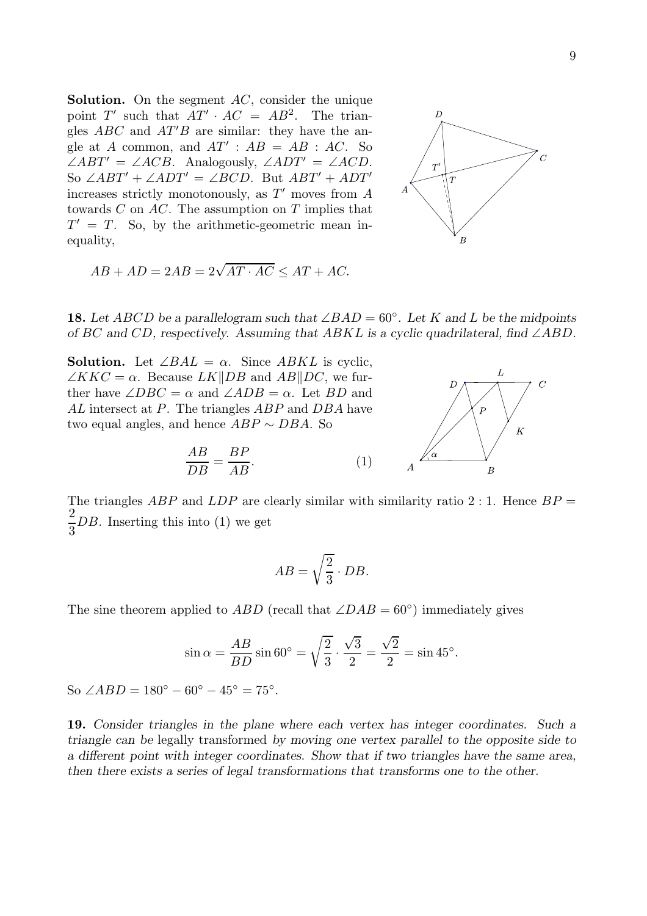**Solution.** On the segment $AC$, consider the unique point $T'$ such that $AT' \cdot AC = AB^2$. The triangles $ABC$ and $AT'B$ are similar: they have the angle at $A$ common, and $AT' : AB = AB : AC$. So $\angle ABT' = \angle ACB$. Analogously, $\angle ADT' = \angle ACD$. So $\angle ABT' + \angle ADT' = \angle BCD$. But $ABT' + ADT'$ increases strictly monotonously, as $T'$ moves from $A$ towards $C$ on $AC$. The assumption on $T$ implies that $T' = T$. So, by the arithmetic-geometric mean inequality,

$$AB + AD = 2AB = 2\sqrt{AT \cdot AC} \leq AT + AC.$$

**18.** *Let $ABCD$ be a parallelogram such that $\angle BAD = 60°$. Let $K$ and $L$ be the midpoints of $BC$ and $CD$, respectively. Assuming that $ABKL$ is a cyclic quadrilateral, find $\angle ABD$.*

**Solution.** Let $\angle BAL = \alpha$. Since $ABKL$ is cyclic, $\angle KKC = \alpha$. Because $LK \| DB$ and $AB \| DC$, we further have $\angle DBC = \alpha$ and $\angle ADB = \alpha$. Let $BD$ and $AL$ intersect at $P$. The triangles $ABP$ and $DBA$ have two equal angles, and hence $ABP \sim DBA$. So

$$\frac{AB}{DB} = \frac{BP}{AB}. \qquad (1)$$

The triangles $ABP$ and $LDP$ are clearly similar with similarity ratio $2:1$. Hence $BP = \dfrac{2}{3}DB$. Inserting this into (1) we get

$$AB = \sqrt{\frac{2}{3}} \cdot DB.$$

The sine theorem applied to $ABD$ (recall that $\angle DAB = 60°$) immediately gives

$$\sin\alpha = \frac{AB}{BD}\sin 60° = \sqrt{\frac{2}{3}} \cdot \frac{\sqrt{3}}{2} = \frac{\sqrt{2}}{2} = \sin 45°.$$

So $\angle ABD = 180° - 60° - 45° = 75°$.

**19.** *Consider triangles in the plane where each vertex has integer coordinates. Such a triangle can be* legally transformed *by moving one vertex parallel to the opposite side to a different point with integer coordinates. Show that if two triangles have the same area, then there exists a series of legal transformations that transforms one to the other.*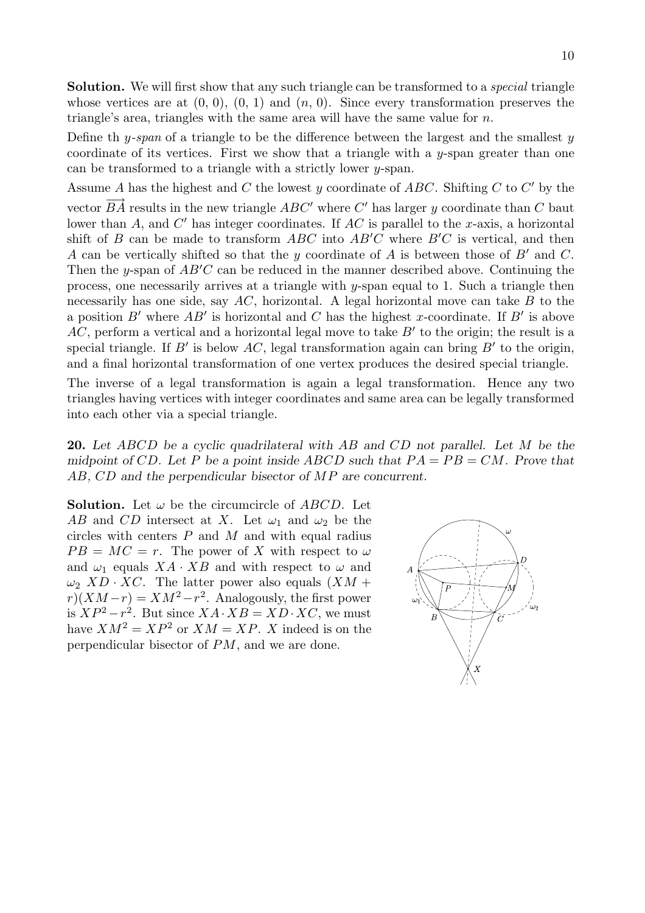**Solution.** We will first show that any such triangle can be transformed to a *special* triangle whose vertices are at $(0, 0)$, $(0, 1)$ and $(n, 0)$. Since every transformation preserves the triangle's area, triangles with the same area will have the same value for $n$.

Define th *y-span* of a triangle to be the difference between the largest and the smallest $y$ coordinate of its vertices. First we show that a triangle with a $y$-span greater than one can be transformed to a triangle with a strictly lower $y$-span.

Assume $A$ has the highest and $C$ the lowest $y$ coordinate of $ABC$. Shifting $C$ to $C'$ by the vector $\overrightarrow{BA}$ results in the new triangle $ABC'$ where $C'$ has larger $y$ coordinate than $C$ baut lower than $A$, and $C'$ has integer coordinates. If $AC$ is parallel to the $x$-axis, a horizontal shift of $B$ can be made to transform $ABC$ into $AB'C$ where $B'C$ is vertical, and then $A$ can be vertically shifted so that the $y$ coordinate of $A$ is between those of $B'$ and $C$. Then the $y$-span of $AB'C$ can be reduced in the manner described above. Continuing the process, one necessarily arrives at a triangle with $y$-span equal to 1. Such a triangle then necessarily has one side, say $AC$, horizontal. A legal horizontal move can take $B$ to the a position $B'$ where $AB'$ is horizontal and $C$ has the highest $x$-coordinate. If $B'$ is above $AC$, perform a vertical and a horizontal legal move to take $B'$ to the origin; the result is a special triangle. If $B'$ is below $AC$, legal transformation again can bring $B'$ to the origin, and a final horizontal transformation of one vertex produces the desired special triangle.

The inverse of a legal transformation is again a legal transformation. Hence any two triangles having vertices with integer coordinates and same area can be legally transformed into each other via a special triangle.

**20.** *Let $ABCD$ be a cyclic quadrilateral with $AB$ and $CD$ not parallel. Let $M$ be the midpoint of $CD$. Let $P$ be a point inside $ABCD$ such that $PA = PB = CM$. Prove that $AB$, $CD$ and the perpendicular bisector of $MP$ are concurrent.*

**Solution.** Let $\omega$ be the circumcircle of $ABCD$. Let $AB$ and $CD$ intersect at $X$. Let $\omega_1$ and $\omega_2$ be the circles with centers $P$ and $M$ and with equal radius $PB = MC = r$. The power of $X$ with respect to $\omega$ and $\omega_1$ equals $XA \cdot XB$ and with respect to $\omega$ and $\omega_2$ $XD \cdot XC$. The latter power also equals $(XM + r)(XM - r) = XM^2 - r^2$. Analogously, the first power is $XP^2 - r^2$. But since $XA \cdot XB = XD \cdot XC$, we must have $XM^2 = XP^2$ or $XM = XP$. $X$ indeed is on the perpendicular bisector of $PM$, and we are done.

$\omega$

$A$

$D$

$P$

$M$

$\omega_1$

$\omega_2$

$B$

$C$

$X$